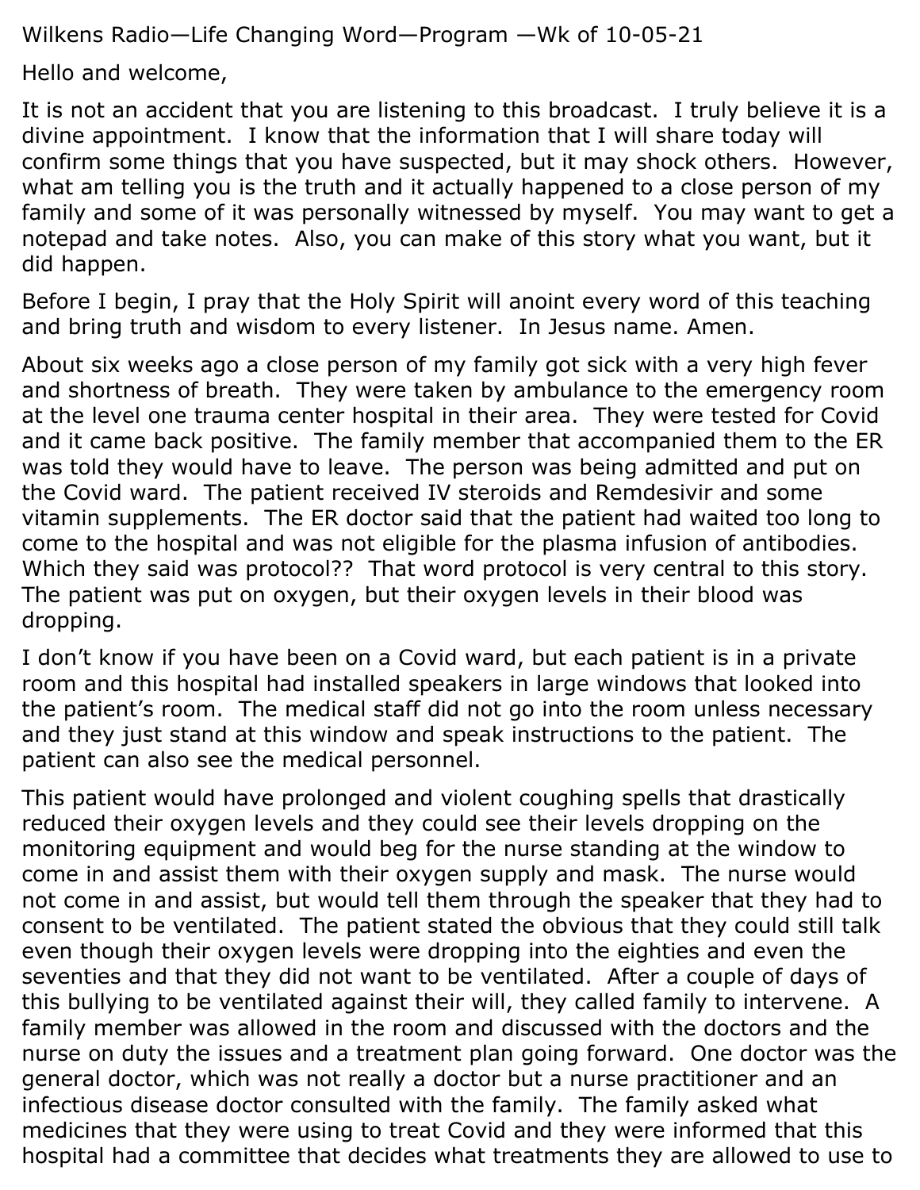Wilkens Radio—Life Changing Word—Program —Wk of 10-05-21

Hello and welcome,

It is not an accident that you are listening to this broadcast. I truly believe it is a divine appointment. I know that the information that I will share today will confirm some things that you have suspected, but it may shock others. However, what am telling you is the truth and it actually happened to a close person of my family and some of it was personally witnessed by myself. You may want to get a notepad and take notes. Also, you can make of this story what you want, but it did happen.

Before I begin, I pray that the Holy Spirit will anoint every word of this teaching and bring truth and wisdom to every listener. In Jesus name. Amen.

About six weeks ago a close person of my family got sick with a very high fever and shortness of breath. They were taken by ambulance to the emergency room at the level one trauma center hospital in their area. They were tested for Covid and it came back positive. The family member that accompanied them to the ER was told they would have to leave. The person was being admitted and put on the Covid ward. The patient received IV steroids and Remdesivir and some vitamin supplements. The ER doctor said that the patient had waited too long to come to the hospital and was not eligible for the plasma infusion of antibodies. Which they said was protocol?? That word protocol is very central to this story. The patient was put on oxygen, but their oxygen levels in their blood was dropping.

I don't know if you have been on a Covid ward, but each patient is in a private room and this hospital had installed speakers in large windows that looked into the patient's room. The medical staff did not go into the room unless necessary and they just stand at this window and speak instructions to the patient. The patient can also see the medical personnel.

This patient would have prolonged and violent coughing spells that drastically reduced their oxygen levels and they could see their levels dropping on the monitoring equipment and would beg for the nurse standing at the window to come in and assist them with their oxygen supply and mask. The nurse would not come in and assist, but would tell them through the speaker that they had to consent to be ventilated. The patient stated the obvious that they could still talk even though their oxygen levels were dropping into the eighties and even the seventies and that they did not want to be ventilated. After a couple of days of this bullying to be ventilated against their will, they called family to intervene. A family member was allowed in the room and discussed with the doctors and the nurse on duty the issues and a treatment plan going forward. One doctor was the general doctor, which was not really a doctor but a nurse practitioner and an infectious disease doctor consulted with the family. The family asked what medicines that they were using to treat Covid and they were informed that this hospital had a committee that decides what treatments they are allowed to use to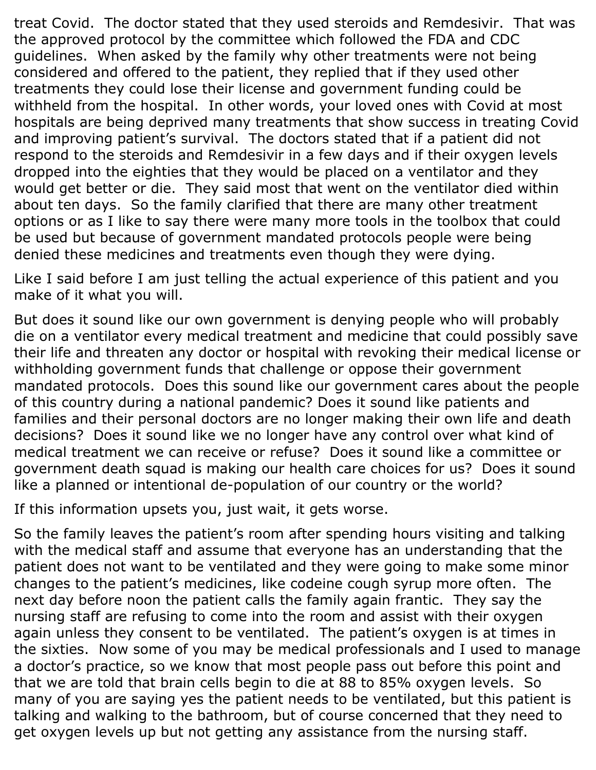treat Covid. The doctor stated that they used steroids and Remdesivir. That was the approved protocol by the committee which followed the FDA and CDC guidelines. When asked by the family why other treatments were not being considered and offered to the patient, they replied that if they used other treatments they could lose their license and government funding could be withheld from the hospital. In other words, your loved ones with Covid at most hospitals are being deprived many treatments that show success in treating Covid and improving patient's survival. The doctors stated that if a patient did not respond to the steroids and Remdesivir in a few days and if their oxygen levels dropped into the eighties that they would be placed on a ventilator and they would get better or die. They said most that went on the ventilator died within about ten days. So the family clarified that there are many other treatment options or as I like to say there were many more tools in the toolbox that could be used but because of government mandated protocols people were being denied these medicines and treatments even though they were dying.

Like I said before I am just telling the actual experience of this patient and you make of it what you will.

But does it sound like our own government is denying people who will probably die on a ventilator every medical treatment and medicine that could possibly save their life and threaten any doctor or hospital with revoking their medical license or withholding government funds that challenge or oppose their government mandated protocols. Does this sound like our government cares about the people of this country during a national pandemic? Does it sound like patients and families and their personal doctors are no longer making their own life and death decisions? Does it sound like we no longer have any control over what kind of medical treatment we can receive or refuse? Does it sound like a committee or government death squad is making our health care choices for us? Does it sound like a planned or intentional de-population of our country or the world?

If this information upsets you, just wait, it gets worse.

So the family leaves the patient's room after spending hours visiting and talking with the medical staff and assume that everyone has an understanding that the patient does not want to be ventilated and they were going to make some minor changes to the patient's medicines, like codeine cough syrup more often. The next day before noon the patient calls the family again frantic. They say the nursing staff are refusing to come into the room and assist with their oxygen again unless they consent to be ventilated. The patient's oxygen is at times in the sixties. Now some of you may be medical professionals and I used to manage a doctor's practice, so we know that most people pass out before this point and that we are told that brain cells begin to die at 88 to 85% oxygen levels. So many of you are saying yes the patient needs to be ventilated, but this patient is talking and walking to the bathroom, but of course concerned that they need to get oxygen levels up but not getting any assistance from the nursing staff.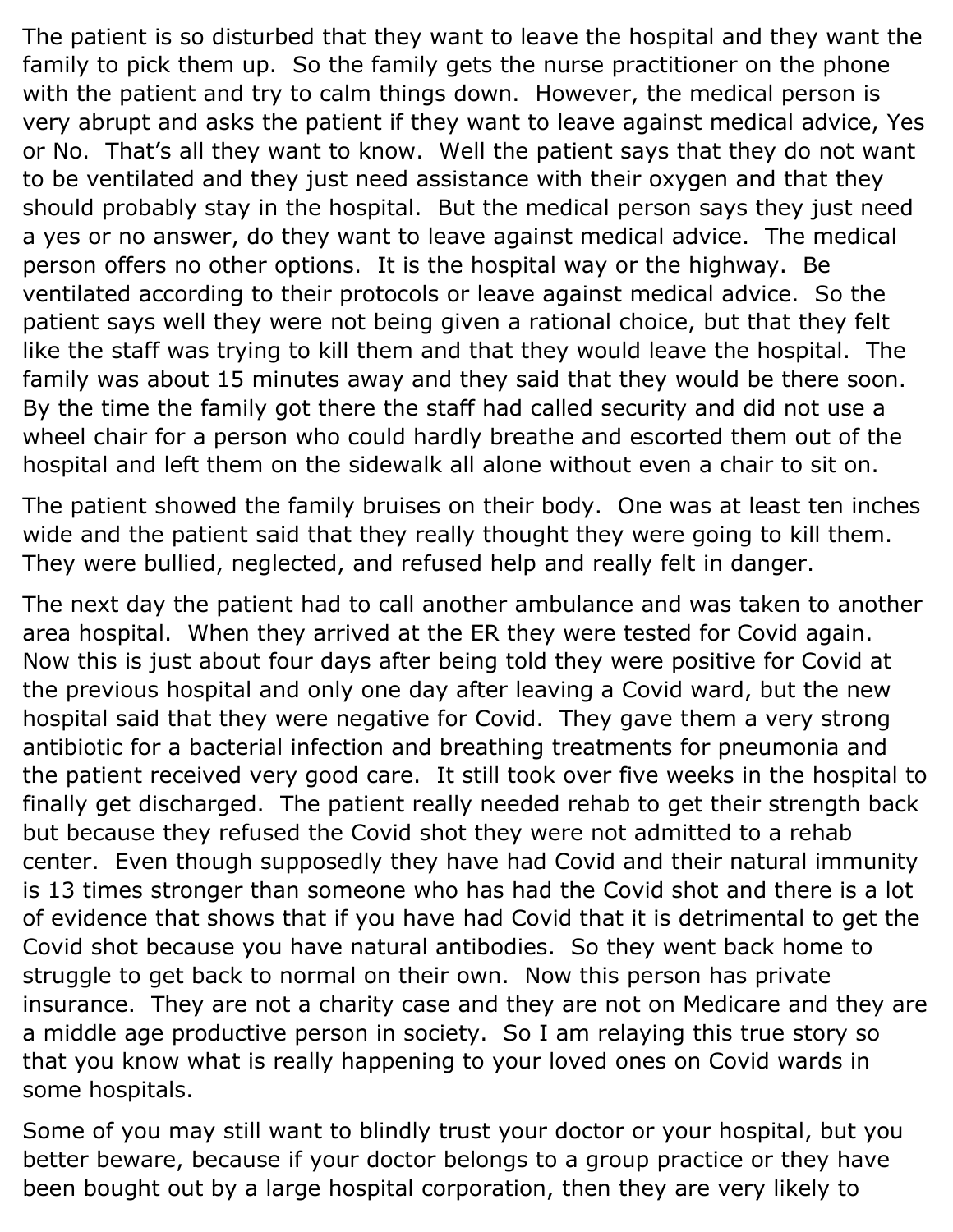The patient is so disturbed that they want to leave the hospital and they want the family to pick them up. So the family gets the nurse practitioner on the phone with the patient and try to calm things down. However, the medical person is very abrupt and asks the patient if they want to leave against medical advice, Yes or No. That's all they want to know. Well the patient says that they do not want to be ventilated and they just need assistance with their oxygen and that they should probably stay in the hospital. But the medical person says they just need a yes or no answer, do they want to leave against medical advice. The medical person offers no other options. It is the hospital way or the highway. Be ventilated according to their protocols or leave against medical advice. So the patient says well they were not being given a rational choice, but that they felt like the staff was trying to kill them and that they would leave the hospital. The family was about 15 minutes away and they said that they would be there soon. By the time the family got there the staff had called security and did not use a wheel chair for a person who could hardly breathe and escorted them out of the hospital and left them on the sidewalk all alone without even a chair to sit on.

The patient showed the family bruises on their body. One was at least ten inches wide and the patient said that they really thought they were going to kill them. They were bullied, neglected, and refused help and really felt in danger.

The next day the patient had to call another ambulance and was taken to another area hospital. When they arrived at the ER they were tested for Covid again. Now this is just about four days after being told they were positive for Covid at the previous hospital and only one day after leaving a Covid ward, but the new hospital said that they were negative for Covid. They gave them a very strong antibiotic for a bacterial infection and breathing treatments for pneumonia and the patient received very good care. It still took over five weeks in the hospital to finally get discharged. The patient really needed rehab to get their strength back but because they refused the Covid shot they were not admitted to a rehab center. Even though supposedly they have had Covid and their natural immunity is 13 times stronger than someone who has had the Covid shot and there is a lot of evidence that shows that if you have had Covid that it is detrimental to get the Covid shot because you have natural antibodies. So they went back home to struggle to get back to normal on their own. Now this person has private insurance. They are not a charity case and they are not on Medicare and they are a middle age productive person in society. So I am relaying this true story so that you know what is really happening to your loved ones on Covid wards in some hospitals.

Some of you may still want to blindly trust your doctor or your hospital, but you better beware, because if your doctor belongs to a group practice or they have been bought out by a large hospital corporation, then they are very likely to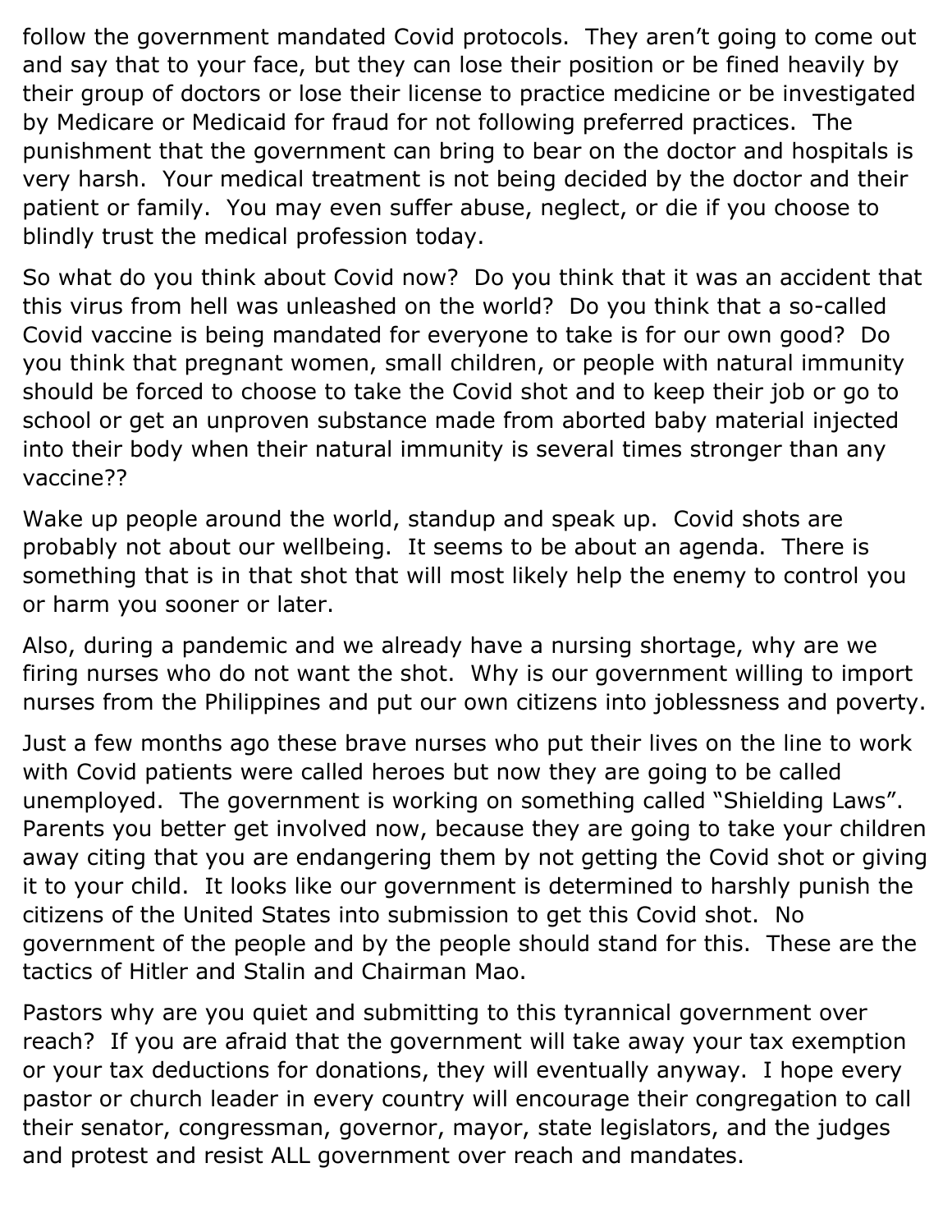follow the government mandated Covid protocols. They aren't going to come out and say that to your face, but they can lose their position or be fined heavily by their group of doctors or lose their license to practice medicine or be investigated by Medicare or Medicaid for fraud for not following preferred practices. The punishment that the government can bring to bear on the doctor and hospitals is very harsh. Your medical treatment is not being decided by the doctor and their patient or family. You may even suffer abuse, neglect, or die if you choose to blindly trust the medical profession today.

So what do you think about Covid now? Do you think that it was an accident that this virus from hell was unleashed on the world? Do you think that a so-called Covid vaccine is being mandated for everyone to take is for our own good? Do you think that pregnant women, small children, or people with natural immunity should be forced to choose to take the Covid shot and to keep their job or go to school or get an unproven substance made from aborted baby material injected into their body when their natural immunity is several times stronger than any vaccine??

Wake up people around the world, standup and speak up. Covid shots are probably not about our wellbeing. It seems to be about an agenda. There is something that is in that shot that will most likely help the enemy to control you or harm you sooner or later.

Also, during a pandemic and we already have a nursing shortage, why are we firing nurses who do not want the shot. Why is our government willing to import nurses from the Philippines and put our own citizens into joblessness and poverty.

Just a few months ago these brave nurses who put their lives on the line to work with Covid patients were called heroes but now they are going to be called unemployed. The government is working on something called "Shielding Laws". Parents you better get involved now, because they are going to take your children away citing that you are endangering them by not getting the Covid shot or giving it to your child. It looks like our government is determined to harshly punish the citizens of the United States into submission to get this Covid shot. No government of the people and by the people should stand for this. These are the tactics of Hitler and Stalin and Chairman Mao.

Pastors why are you quiet and submitting to this tyrannical government over reach? If you are afraid that the government will take away your tax exemption or your tax deductions for donations, they will eventually anyway. I hope every pastor or church leader in every country will encourage their congregation to call their senator, congressman, governor, mayor, state legislators, and the judges and protest and resist ALL government over reach and mandates.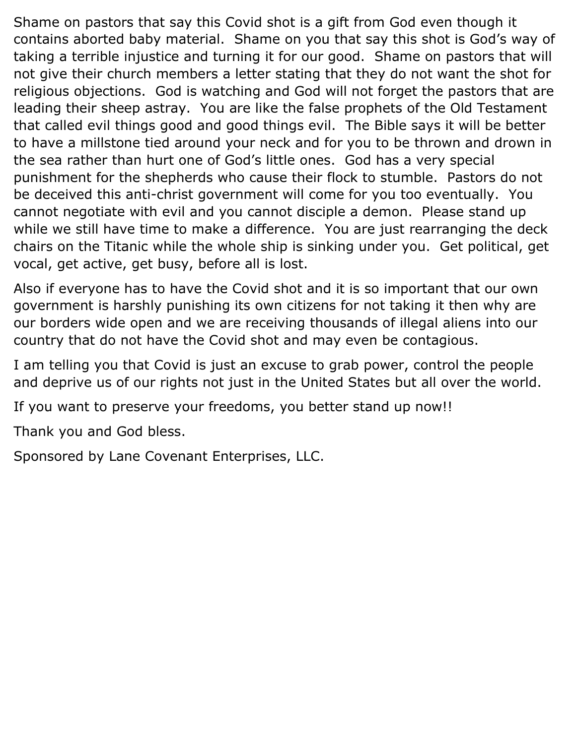Shame on pastors that say this Covid shot is a gift from God even though it contains aborted baby material. Shame on you that say this shot is God's way of taking a terrible injustice and turning it for our good. Shame on pastors that will not give their church members a letter stating that they do not want the shot for religious objections. God is watching and God will not forget the pastors that are leading their sheep astray. You are like the false prophets of the Old Testament that called evil things good and good things evil. The Bible says it will be better to have a millstone tied around your neck and for you to be thrown and drown in the sea rather than hurt one of God's little ones. God has a very special punishment for the shepherds who cause their flock to stumble. Pastors do not be deceived this anti-christ government will come for you too eventually. You cannot negotiate with evil and you cannot disciple a demon. Please stand up while we still have time to make a difference. You are just rearranging the deck chairs on the Titanic while the whole ship is sinking under you. Get political, get vocal, get active, get busy, before all is lost.

Also if everyone has to have the Covid shot and it is so important that our own government is harshly punishing its own citizens for not taking it then why are our borders wide open and we are receiving thousands of illegal aliens into our country that do not have the Covid shot and may even be contagious.

I am telling you that Covid is just an excuse to grab power, control the people and deprive us of our rights not just in the United States but all over the world.

If you want to preserve your freedoms, you better stand up now!!

Thank you and God bless.

Sponsored by Lane Covenant Enterprises, LLC.